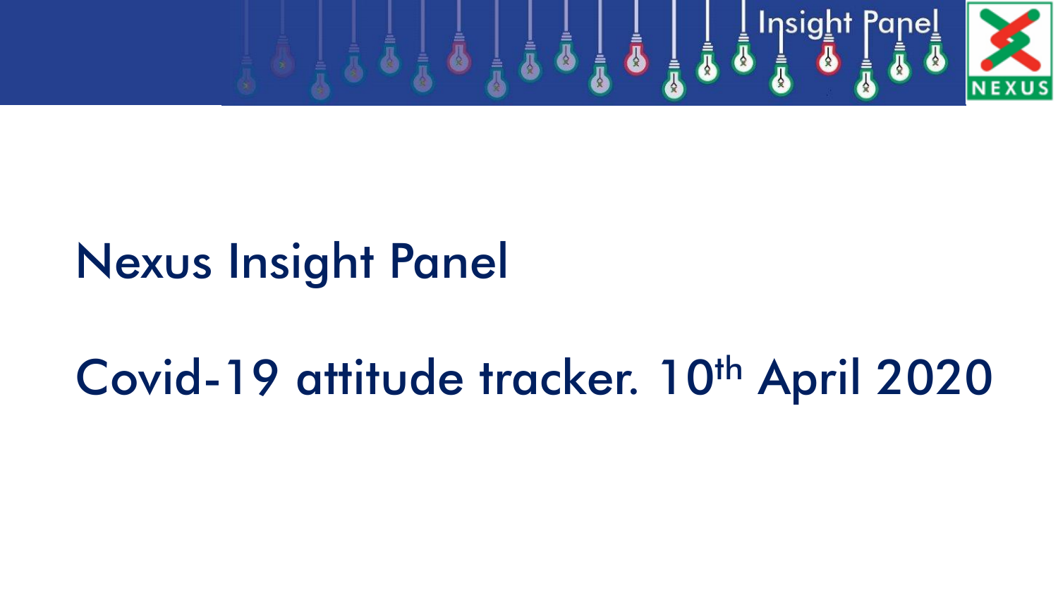# Nexus Insight Panel

## Covid-19 attitude tracker. 10th April 2020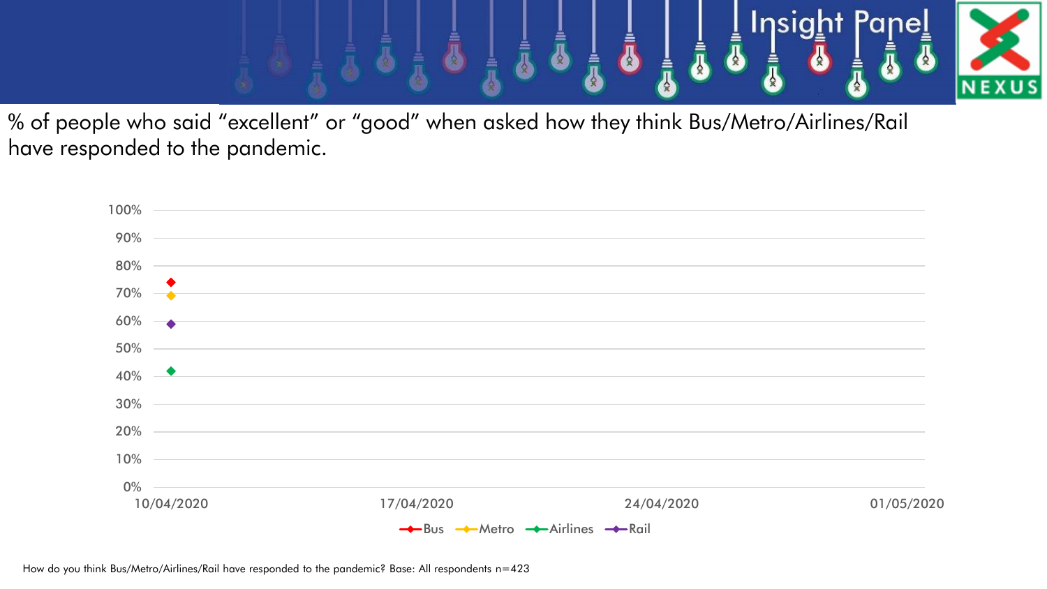% of people who said "excellent" or "good" when asked how they think Bus/Metro/Airlines/Rail have responded to the pandemic.

| Date | Bus | Metro | Airlines | Rail |
|---|---|---|---|---|
| 10/04/2020 | 74% | 69% | 42% | 59% |

How do you think Bus/Metro/Airlines/Rail have responded to the pandemic? Base: All respondents n=423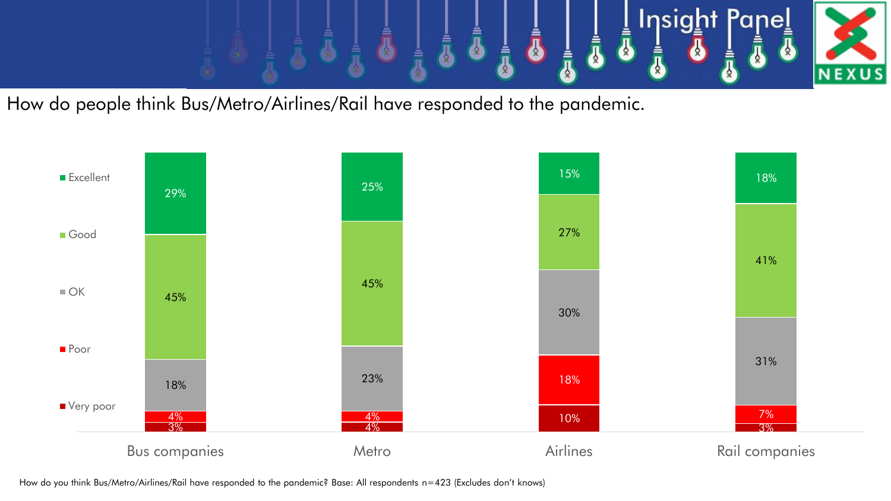# How do people think Bus/Metro/Airlines/Rail have responded to the pandemic.

| | Bus companies | Metro | Airlines | Rail companies |
|---|---|---|---|---|
| Excellent | 29% | 25% | 15% | 18% |
| Good | 45% | 45% | 27% | 41% |
| OK | 18% | 23% | 30% | 31% |
| Poor | 4% | 4% | 18% | 7% |
| Very poor | 3% | 4% | 10% | 3% |

How do you think Bus/Metro/Airlines/Rail have responded to the pandemic? Base: All respondents n=423 (Excludes don't knows)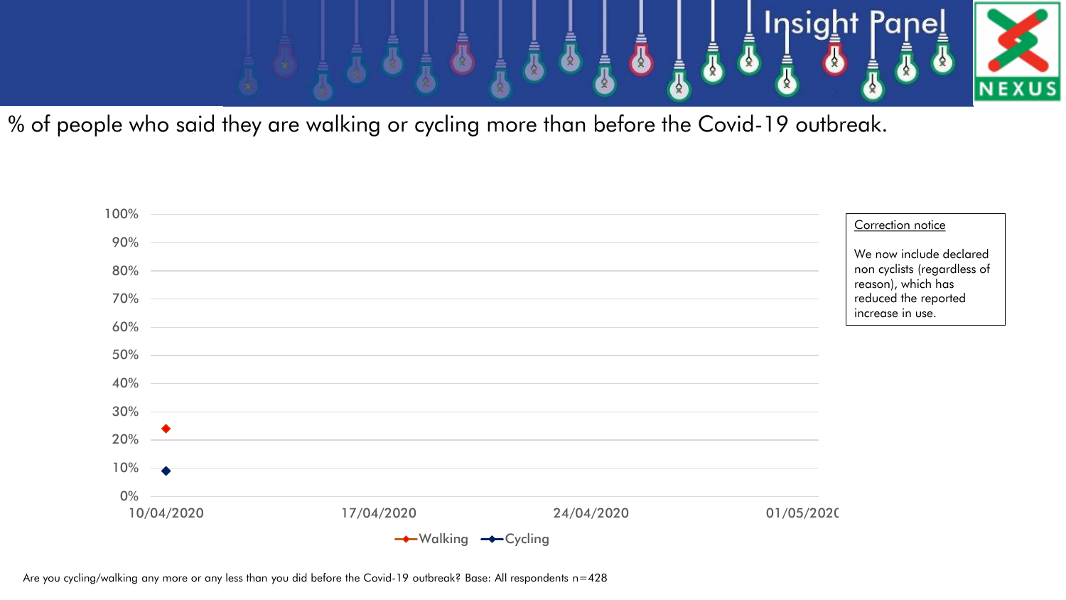% of people who said they are walking or cycling more than before the Covid-19 outbreak.

Correction notice

We now include declared non cyclists (regardless of reason), which has reduced the reported increase in use.

| Date | Walking | Cycling |
| --- | --- | --- |
| 10/04/2020 | ~24% | ~9% |

Are you cycling/walking any more or any less than you did before the Covid-19 outbreak? Base: All respondents n=428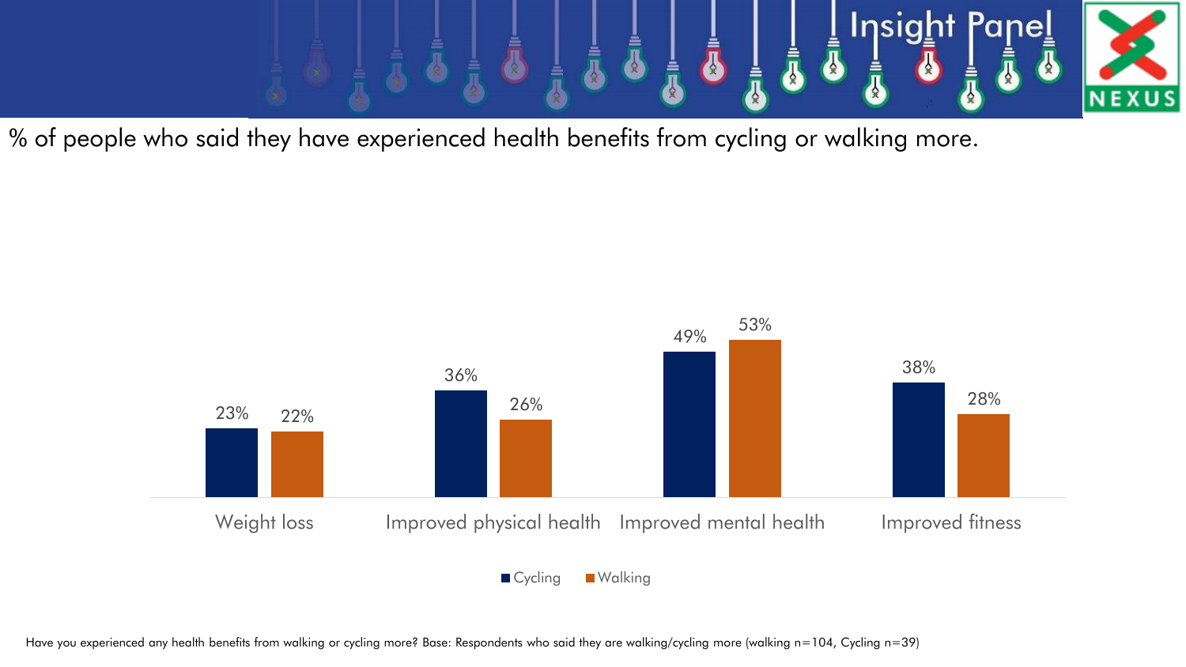% of people who said they have experienced health benefits from cycling or walking more.

| | Cycling | Walking |
|---|---|---|
| Weight loss | 23% | 22% |
| Improved physical health | 36% | 26% |
| Improved mental health | 49% | 53% |
| Improved fitness | 38% | 28% |

Have you experienced any health benefits from walking or cycling more? Base: Respondents who said they are walking/cycling more (walking n=104, Cycling n=39)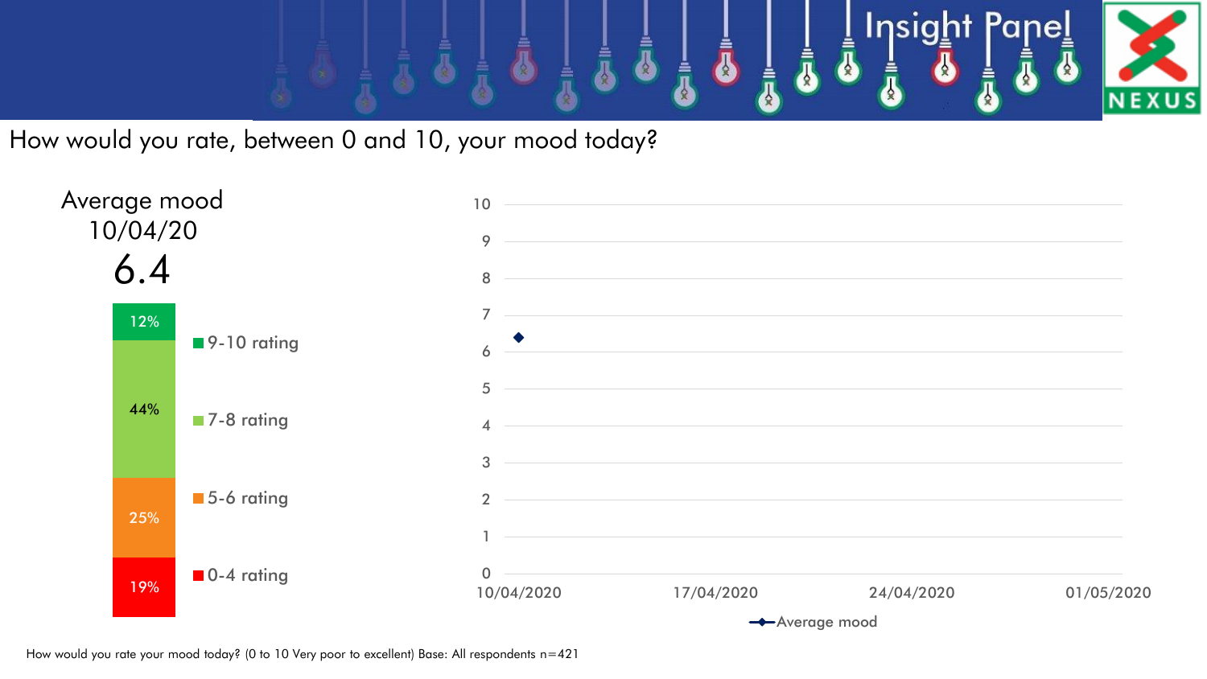# How would you rate, between 0 and 10, your mood today?

Average mood 10/04/20

**6.4**

| Rating | % |
| --- | --- |
| 9-10 rating | 12% |
| 7-8 rating | 44% |
| 5-6 rating | 25% |
| 0-4 rating | 19% |

| Date | Average mood |
| --- | --- |
| 10/04/2020 | 6.4 |

How would you rate your mood today? (0 to 10 Very poor to excellent) Base: All respondents n=421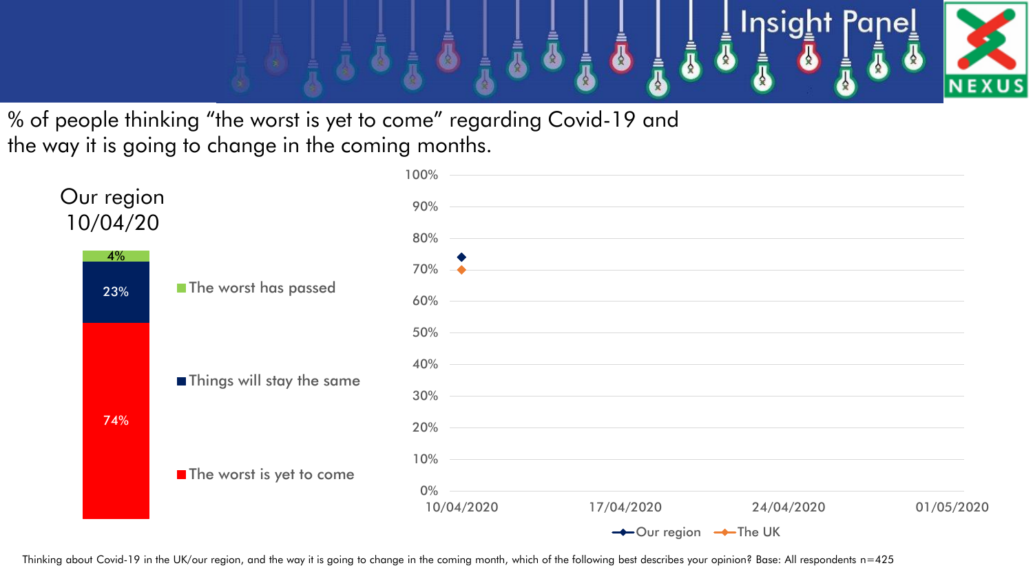% of people thinking "the worst is yet to come" regarding Covid-19 and the way it is going to change in the coming months.

## Our region 10/04/20

| Response | % |
| --- | --- |
| The worst has passed | 4% |
| Things will stay the same | 23% |
| The worst is yet to come | 74% |

| Date | Our region | The UK |
| --- | --- | --- |
| 10/04/2020 | 74% | 70% |

Thinking about Covid-19 in the UK/our region, and the way it is going to change in the coming month, which of the following best describes your opinion? Base: All respondents n=425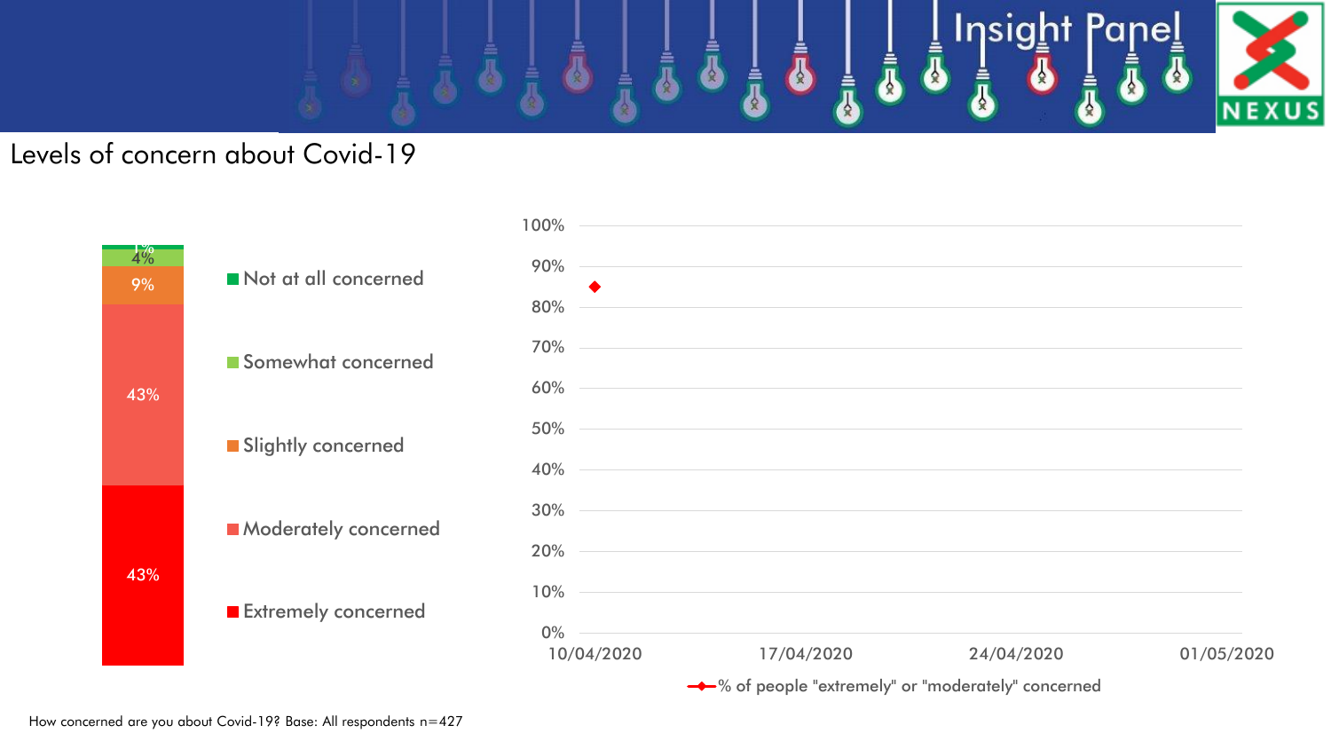# Levels of concern about Covid-19

| Level of concern | % |
|---|---|
| Not at all concerned | 1% |
| Somewhat concerned | 4% |
| Slightly concerned | 9% |
| Moderately concerned | 43% |
| Extremely concerned | 43% |

% of people "extremely" or "moderately" concerned

| Date | % |
|---|---|
| 10/04/2020 | ~85% |
| 17/04/2020 | |
| 24/04/2020 | |
| 01/05/2020 | |

How concerned are you about Covid-19? Base: All respondents n=427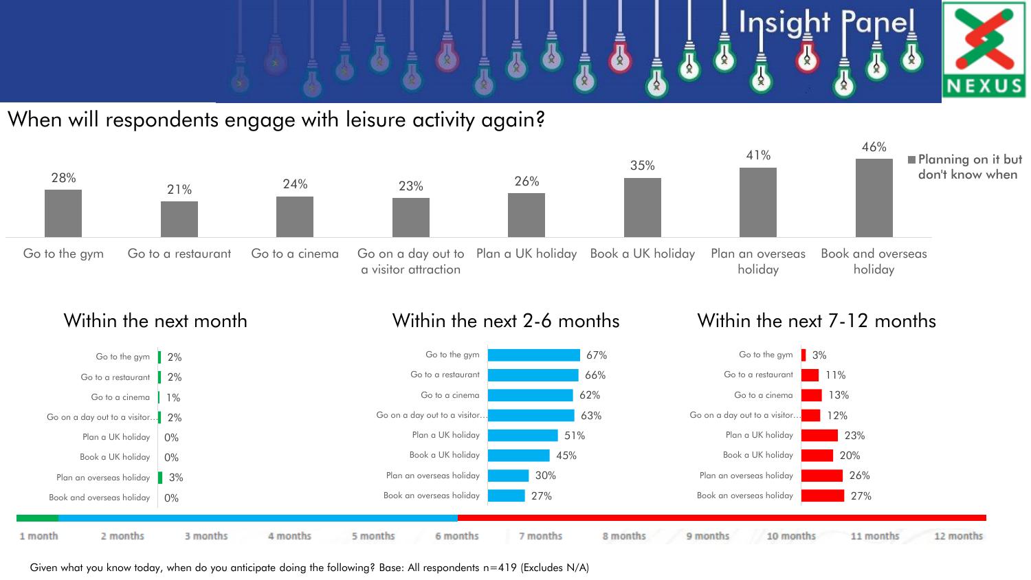# When will respondents engage with leisure activity again?

| Activity | Planning on it but don't know when |
|---|---|
| Go to the gym | 28% |
| Go to a restaurant | 21% |
| Go to a cinema | 24% |
| Go on a day out to a visitor attraction | 23% |
| Plan a UK holiday | 26% |
| Book a UK holiday | 35% |
| Plan an overseas holiday | 41% |
| Book and overseas holiday | 46% |

| Activity | Within the next month | Within the next 2-6 months | Within the next 7-12 months |
|---|---|---|---|
| Go to the gym | 2% | 67% | 3% |
| Go to a restaurant | 2% | 66% | 11% |
| Go to a cinema | 1% | 62% | 13% |
| Go on a day out to a visitor… | 2% | 63% | 12% |
| Plan a UK holiday | 0% | 51% | 23% |
| Book a UK holiday | 0% | 45% | 20% |
| Plan an overseas holiday | 3% | 30% | 26% |
| Book and overseas holiday / Book an overseas holiday | 0% | 27% | 27% |

1 month | 2 months | 3 months | 4 months | 5 months | 6 months | 7 months | 8 months | 9 months | 10 months | 11 months | 12 months

Given what you know today, when do you anticipate doing the following? Base: All respondents n=419 (Excludes N/A)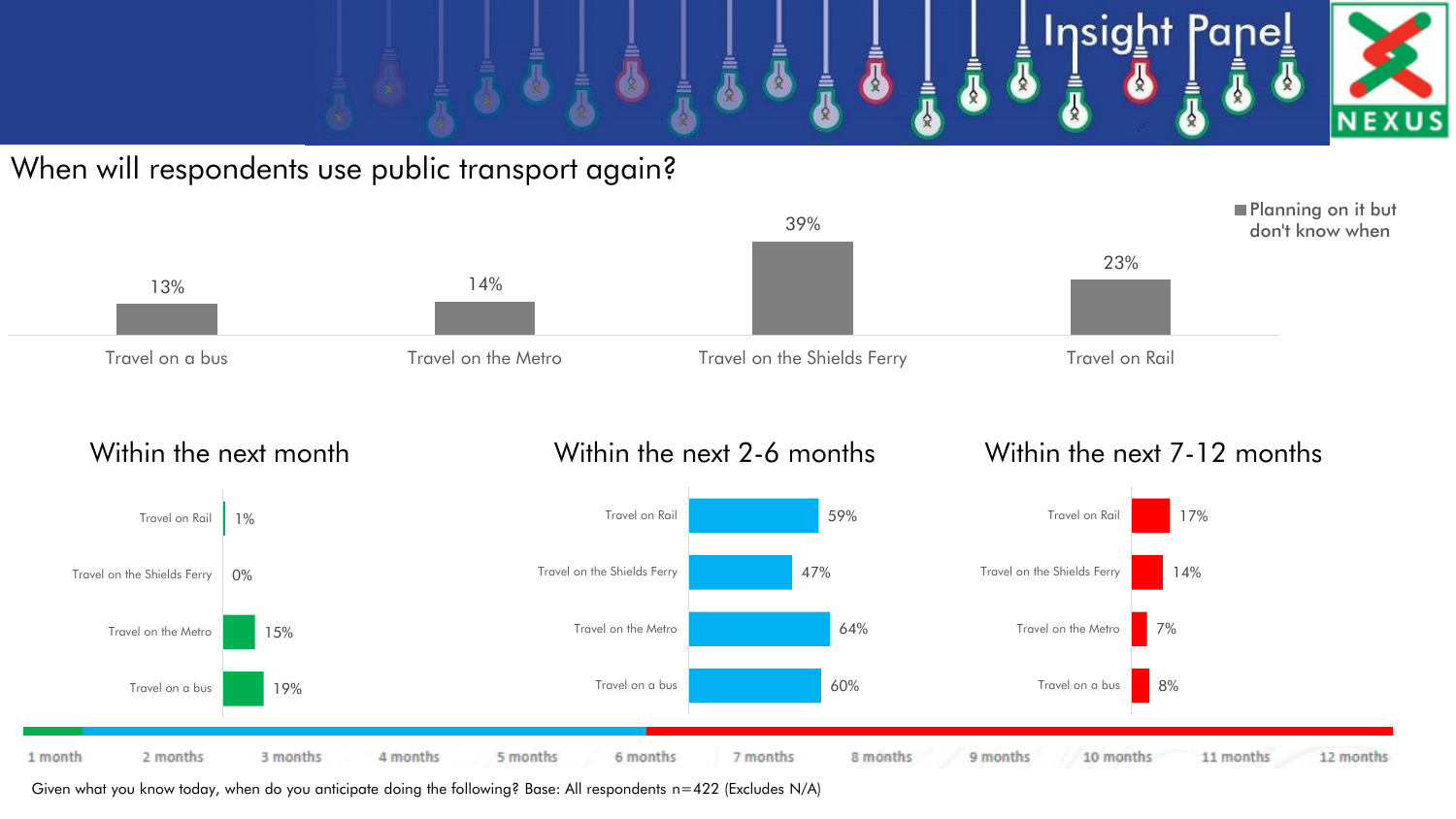# When will respondents use public transport again?

**Planning on it but don't know when**

| Mode | % |
|---|---|
| Travel on a bus | 13% |
| Travel on the Metro | 14% |
| Travel on the Shields Ferry | 39% |
| Travel on Rail | 23% |

### Within the next month

| Mode | % |
|---|---|
| Travel on Rail | 1% |
| Travel on the Shields Ferry | 0% |
| Travel on the Metro | 15% |
| Travel on a bus | 19% |

### Within the next 2-6 months

| Mode | % |
|---|---|
| Travel on Rail | 59% |
| Travel on the Shields Ferry | 47% |
| Travel on the Metro | 64% |
| Travel on a bus | 60% |

### Within the next 7-12 months

| Mode | % |
|---|---|
| Travel on Rail | 17% |
| Travel on the Shields Ferry | 14% |
| Travel on the Metro | 7% |
| Travel on a bus | 8% |

1 month | 2 months | 3 months | 4 months | 5 months | 6 months | 7 months | 8 months | 9 months | 10 months | 11 months | 12 months

Given what you know today, when do you anticipate doing the following? Base: All respondents n=422 (Excludes N/A)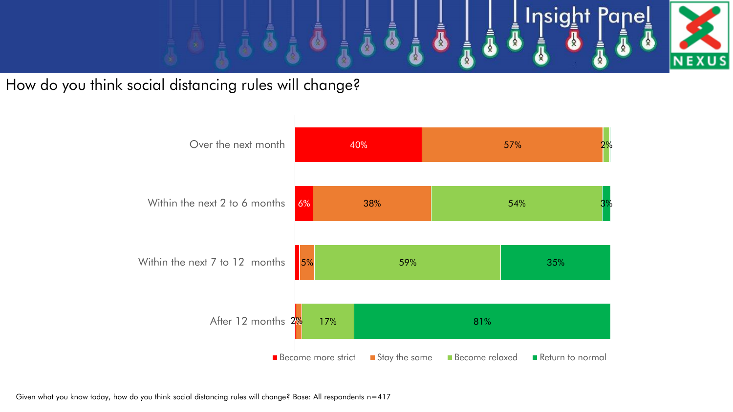# How do you think social distancing rules will change?

| | Become more strict | Stay the same | Become relaxed | Return to normal |
|---|---|---|---|---|
| Over the next month | 40% | 57% | 2% | |
| Within the next 2 to 6 months | 6% | 38% | 54% | 3% |
| Within the next 7 to 12 months | | 5% | 59% | 35% |
| After 12 months | | 2% | 17% | 81% |

Given what you know today, how do you think social distancing rules will change? Base: All respondents n=417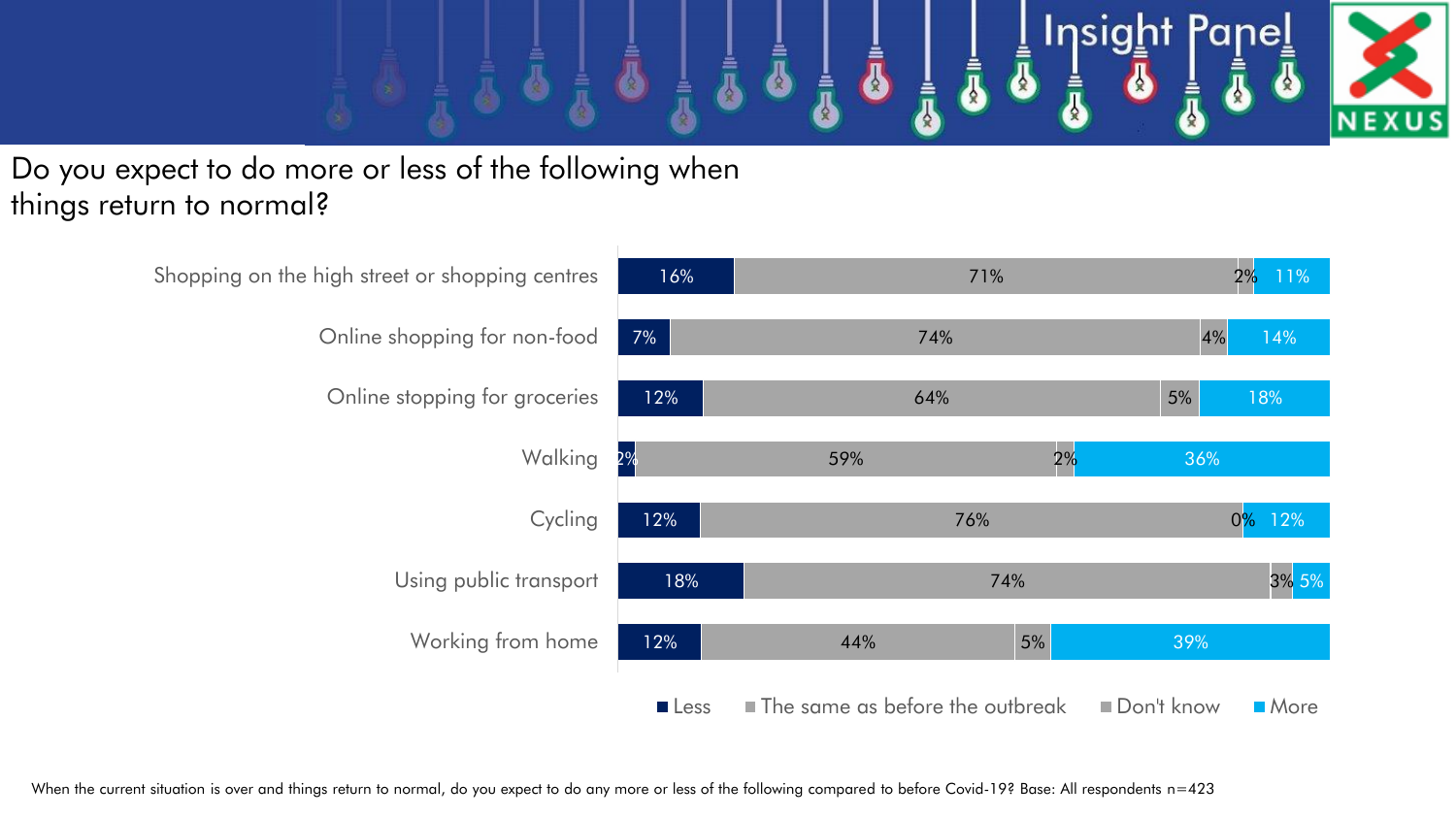# Do you expect to do more or less of the following when things return to normal?

| | Less | The same as before the outbreak | Don't know | More |
|---|---|---|---|---|
| Shopping on the high street or shopping centres | 16% | 71% | 2% | 11% |
| Online shopping for non-food | 7% | 74% | 4% | 14% |
| Online stopping for groceries | 12% | 64% | 5% | 18% |
| Walking | 2% | 59% | 2% | 36% |
| Cycling | 12% | 76% | 0% | 12% |
| Using public transport | 18% | 74% | 3% | 5% |
| Working from home | 12% | 44% | 5% | 39% |

When the current situation is over and things return to normal, do you expect to do any more or less of the following compared to before Covid-19? Base: All respondents n=423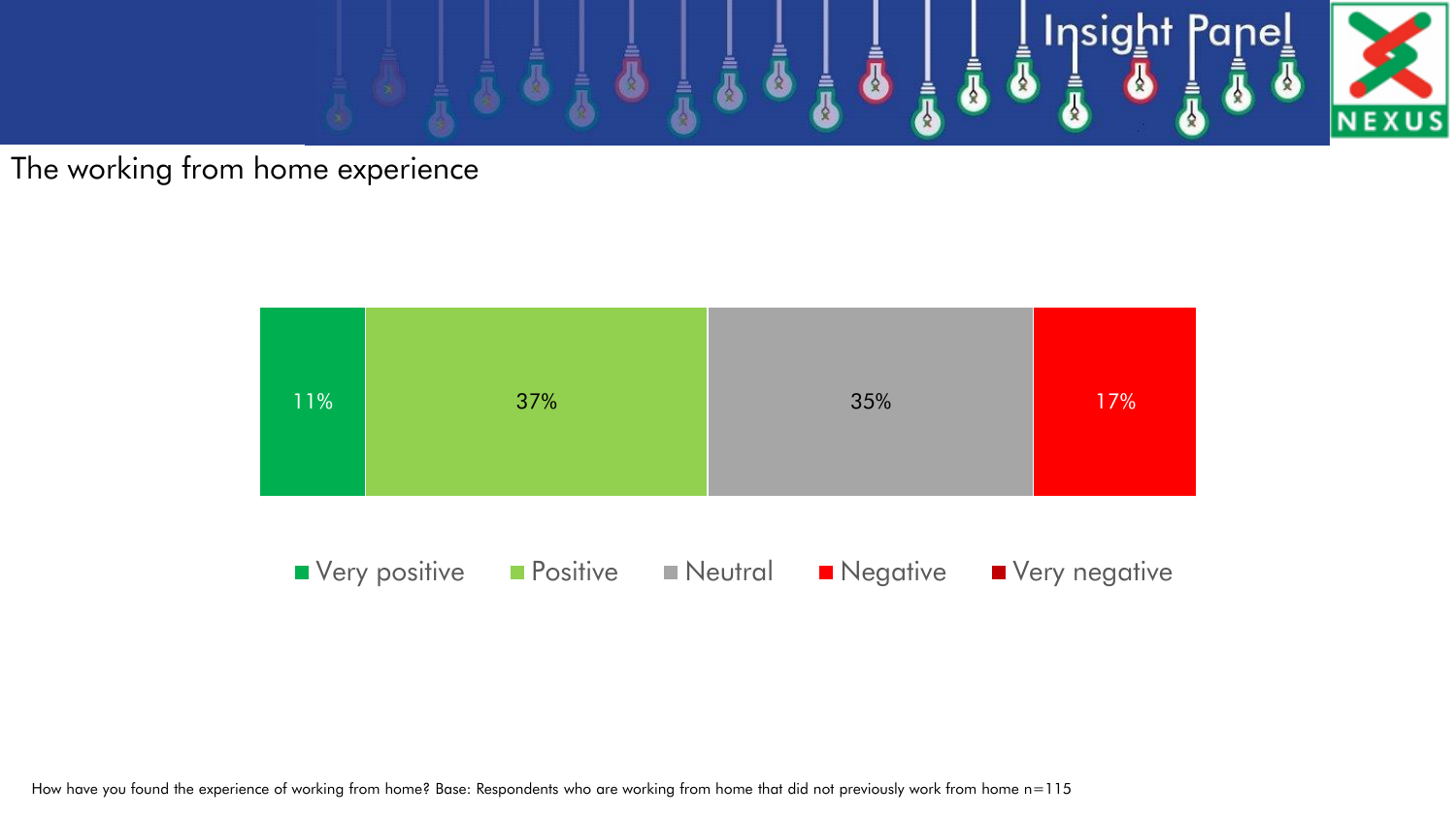# The working from home experience

| Very positive | Positive | Neutral | Negative | Very negative |
|---|---|---|---|---|
| 11% | 37% | 35% | 17% | |

How have you found the experience of working from home? Base: Respondents who are working from home that did not previously work from home n=115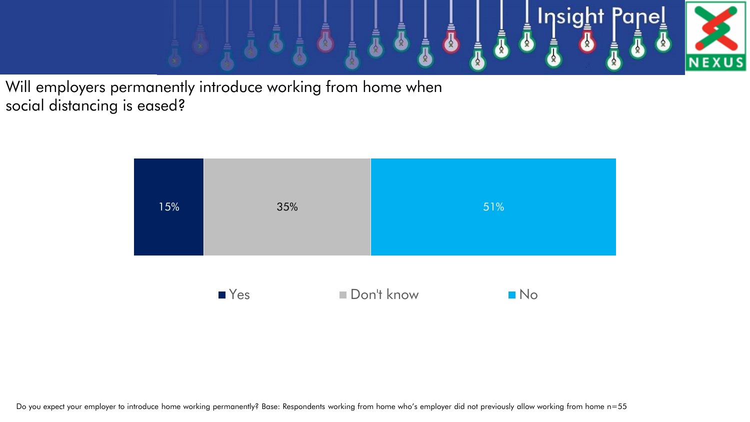# Will employers permanently introduce working from home when social distancing is eased?

15%

35%

51%

Yes

Don't know

No

Do you expect your employer to introduce home working permanently? Base: Respondents working from home who's employer did not previously allow working from home n=55